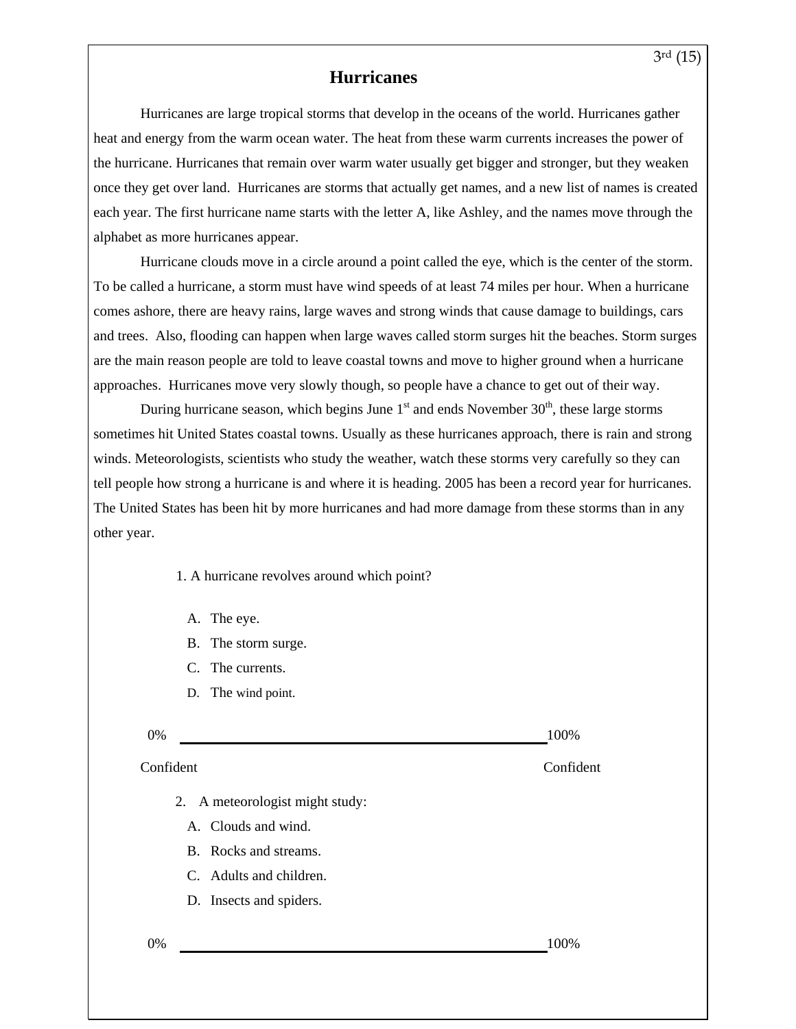3rd (15)

# Hurricanes

Hurricanes are large tropical storms that develop in the oceans of the world. Hurricanes gather heat and energy from the warm ocean water. The heat from these warm currents increases the power of the hurricane. Hurricanes that remain over warm water usually get bigger and stronger, but they weaken once they get over land. Hurricanes are storms that actually get names, and a new list of names is created each year. The first hurricane name starts with the letter A, like Ashley, and the names move through the alphabet as more hurricanes appear.

Hurricane clouds move in a circle around a point called the eye, which is the center of the storm. To be called a hurricane, a storm must have wind speeds of at least 74 miles per hour. When a hurricane comes ashore, there are heavy rains, large waves and strong winds that cause damage to buildings, cars and trees. Also, flooding can happen when large waves called storm surges hit the beaches. Storm surges are the main reason people are told to leave coastal towns and move to higher ground when a hurricane approaches. Hurricanes move very slowly though, so people have a chance to get out of their way.

During hurricane season, which begins June 1st and ends November 30th, these large storms sometimes hit United States coastal towns. Usually as these hurricanes approach, there is rain and strong winds. Meteorologists, scientists who study the weather, watch these storms very carefully so they can tell people how strong a hurricane is and where it is heading. 2005 has been a record year for hurricanes. The United States has been hit by more hurricanes and had more damage from these storms than in any other year.

1. A hurricane revolves around which point?

   A. The eye.
   B. The storm surge.
   C. The currents.
   D. The wind point.

0% \_\_\_\_\_\_\_\_\_\_\_\_\_\_\_\_\_\_\_\_\_\_\_\_\_\_\_\_\_\_\_\_\_\_\_\_\_\_\_\_\_\_\_\_ 100%

Confident Confident

2. A meteorologist might study:

   A. Clouds and wind.
   B. Rocks and streams.
   C. Adults and children.
   D. Insects and spiders.

0% \_\_\_\_\_\_\_\_\_\_\_\_\_\_\_\_\_\_\_\_\_\_\_\_\_\_\_\_\_\_\_\_\_\_\_\_\_\_\_\_\_\_\_\_ 100%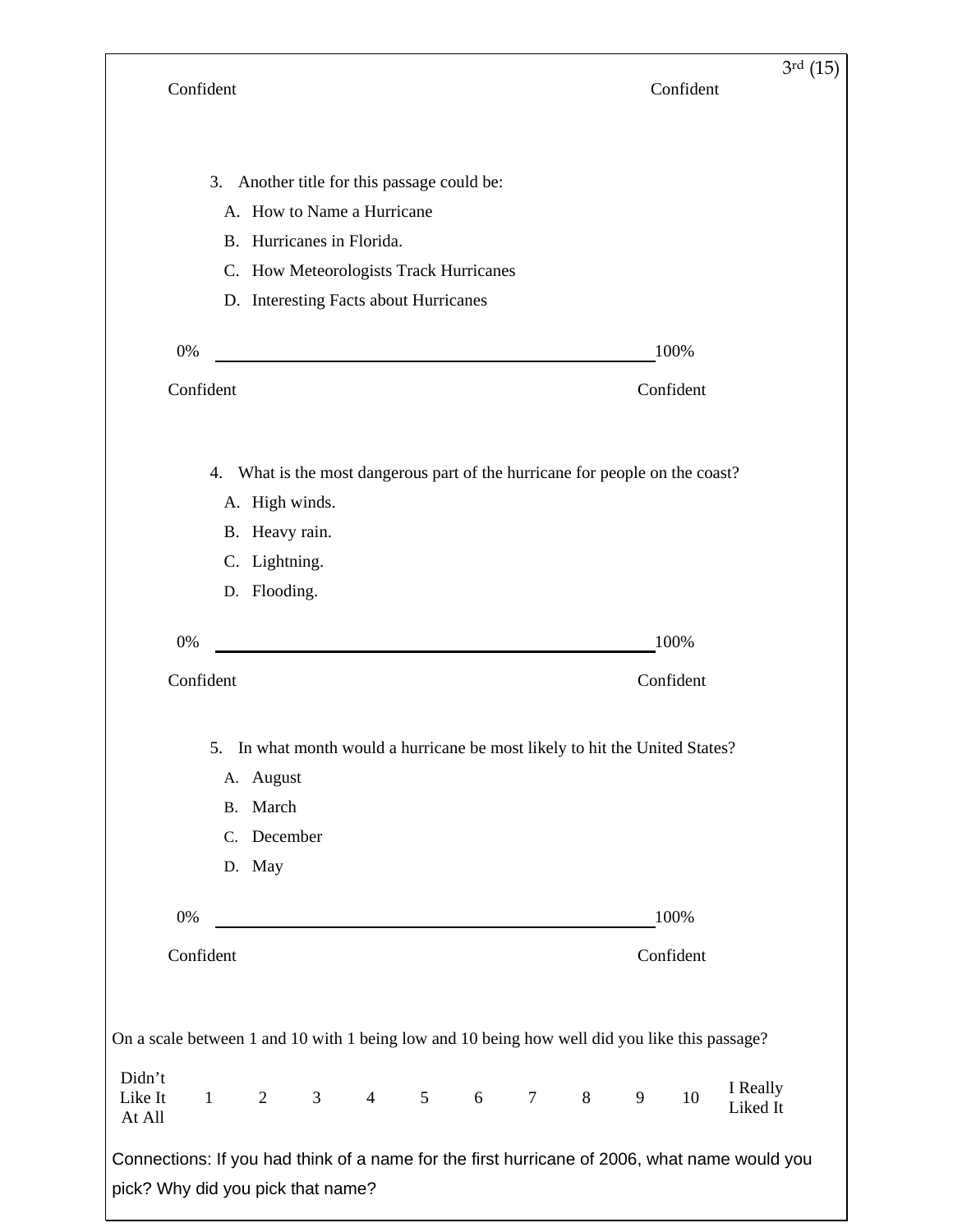Confident Confident

3. Another title for this passage could be:
   - A. How to Name a Hurricane
   - B. Hurricanes in Florida.
   - C. How Meteorologists Track Hurricanes
   - D. Interesting Facts about Hurricanes

0% ______________________________________________ 100%

Confident Confident

4. What is the most dangerous part of the hurricane for people on the coast?
   - A. High winds.
   - B. Heavy rain.
   - C. Lightning.
   - D. Flooding.

0% ______________________________________________ 100%

Confident Confident

5. In what month would a hurricane be most likely to hit the United States?
   - A. August
   - B. March
   - C. December
   - D. May

0% ______________________________________________ 100%

Confident Confident

On a scale between 1 and 10 with 1 being low and 10 being how well did you like this passage?

| | | | | | | | | | | | |
|---|---|---|---|---|---|---|---|---|---|---|---|
| Didn't Like It At All | 1 | 2 | 3 | 4 | 5 | 6 | 7 | 8 | 9 | 10 | I Really Liked It |

Connections: If you had think of a name for the first hurricane of 2006, what name would you pick? Why did you pick that name?